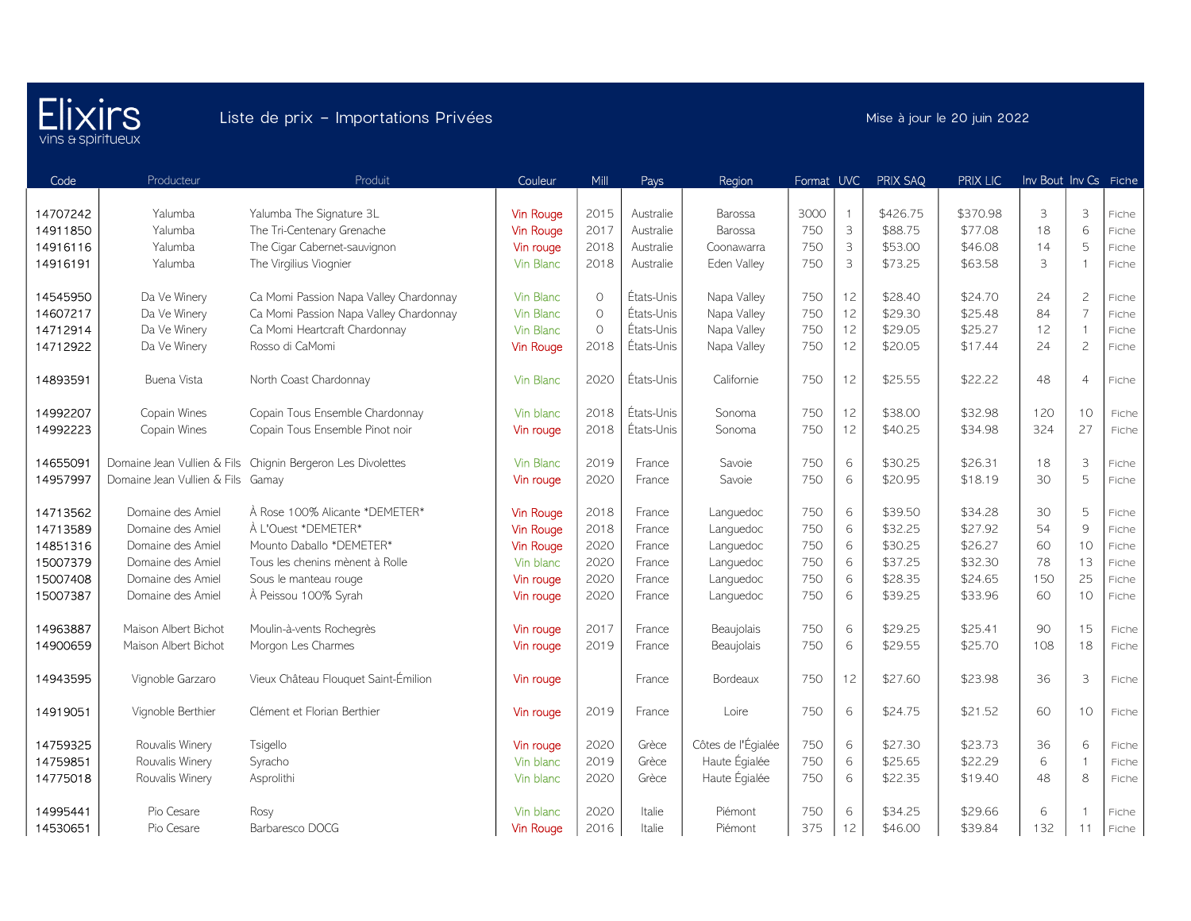# Elixirs
vins & spiritueux

## Liste de prix – Importations Privées

Mise à jour le 20 juin 2022

| Code | Producteur | Produit | Couleur | Mill | Pays | Region | Format | UVC | PRIX SAQ | PRIX LIC | Inv Bout | Inv Cs | Fiche |
|---|---|---|---|---|---|---|---|---|---|---|---|---|---|
| 14707242 | Yalumba | Yalumba The Signature 3L | Vin Rouge | 2015 | Australie | Barossa | 3000 | 1 | $426.75 | $370.98 | 3 | 3 | Fiche |
| 14911850 | Yalumba | The Tri-Centenary Grenache | Vin Rouge | 2017 | Australie | Barossa | 750 | 3 | $88.75 | $77.08 | 18 | 6 | Fiche |
| 14916116 | Yalumba | The Cigar Cabernet-sauvignon | Vin rouge | 2018 | Australie | Coonawarra | 750 | 3 | $53.00 | $46.08 | 14 | 5 | Fiche |
| 14916191 | Yalumba | The Virgilius Viognier | Vin Blanc | 2018 | Australie | Eden Valley | 750 | 3 | $73.25 | $63.58 | 3 | 1 | Fiche |
| 14545950 | Da Ve Winery | Ca Momi Passion Napa Valley Chardonnay | Vin Blanc | 0 | États-Unis | Napa Valley | 750 | 12 | $28.40 | $24.70 | 24 | 2 | Fiche |
| 14607217 | Da Ve Winery | Ca Momi Passion Napa Valley Chardonnay | Vin Blanc | 0 | États-Unis | Napa Valley | 750 | 12 | $29.30 | $25.48 | 84 | 7 | Fiche |
| 14712914 | Da Ve Winery | Ca Momi Heartcraft Chardonnay | Vin Blanc | 0 | États-Unis | Napa Valley | 750 | 12 | $29.05 | $25.27 | 12 | 1 | Fiche |
| 14712922 | Da Ve Winery | Rosso di CaMomi | Vin Rouge | 2018 | États-Unis | Napa Valley | 750 | 12 | $20.05 | $17.44 | 24 | 2 | Fiche |
| 14893591 | Buena Vista | North Coast Chardonnay | Vin Blanc | 2020 | États-Unis | Californie | 750 | 12 | $25.55 | $22.22 | 48 | 4 | Fiche |
| 14992207 | Copain Wines | Copain Tous Ensemble Chardonnay | Vin blanc | 2018 | États-Unis | Sonoma | 750 | 12 | $38.00 | $32.98 | 120 | 10 | Fiche |
| 14992223 | Copain Wines | Copain Tous Ensemble Pinot noir | Vin rouge | 2018 | États-Unis | Sonoma | 750 | 12 | $40.25 | $34.98 | 324 | 27 | Fiche |
| 14655091 | Domaine Jean Vullien & Fils | Chignin Bergeron Les Divolettes | Vin Blanc | 2019 | France | Savoie | 750 | 6 | $30.25 | $26.31 | 18 | 3 | Fiche |
| 14957997 | Domaine Jean Vullien & Fils | Gamay | Vin rouge | 2020 | France | Savoie | 750 | 6 | $20.95 | $18.19 | 30 | 5 | Fiche |
| 14713562 | Domaine des Amiel | À Rose 100% Alicante *DEMETER* | Vin Rouge | 2018 | France | Languedoc | 750 | 6 | $39.50 | $34.28 | 30 | 5 | Fiche |
| 14713589 | Domaine des Amiel | À L'Ouest *DEMETER* | Vin Rouge | 2018 | France | Languedoc | 750 | 6 | $32.25 | $27.92 | 54 | 9 | Fiche |
| 14851316 | Domaine des Amiel | Mounto Daballo *DEMETER* | Vin Rouge | 2020 | France | Languedoc | 750 | 6 | $30.25 | $26.27 | 60 | 10 | Fiche |
| 15007379 | Domaine des Amiel | Tous les chenins mènent à Rolle | Vin blanc | 2020 | France | Languedoc | 750 | 6 | $37.25 | $32.30 | 78 | 13 | Fiche |
| 15007408 | Domaine des Amiel | Sous le manteau rouge | Vin rouge | 2020 | France | Languedoc | 750 | 6 | $28.35 | $24.65 | 150 | 25 | Fiche |
| 15007387 | Domaine des Amiel | À Peissou 100% Syrah | Vin rouge | 2020 | France | Languedoc | 750 | 6 | $39.25 | $33.96 | 60 | 10 | Fiche |
| 14963887 | Maison Albert Bichot | Moulin-à-vents Rochegrès | Vin rouge | 2017 | France | Beaujolais | 750 | 6 | $29.25 | $25.41 | 90 | 15 | Fiche |
| 14900659 | Maison Albert Bichot | Morgon Les Charmes | Vin rouge | 2019 | France | Beaujolais | 750 | 6 | $29.55 | $25.70 | 108 | 18 | Fiche |
| 14943595 | Vignoble Garzaro | Vieux Château Flouquet Saint-Émilion | Vin rouge | | France | Bordeaux | 750 | 12 | $27.60 | $23.98 | 36 | 3 | Fiche |
| 14919051 | Vignoble Berthier | Clément et Florian Berthier | Vin rouge | 2019 | France | Loire | 750 | 6 | $24.75 | $21.52 | 60 | 10 | Fiche |
| 14759325 | Rouvalis Winery | Tsigello | Vin rouge | 2020 | Grèce | Côtes de l'Égialée | 750 | 6 | $27.30 | $23.73 | 36 | 6 | Fiche |
| 14759851 | Rouvalis Winery | Syracho | Vin blanc | 2019 | Grèce | Haute Égialée | 750 | 6 | $25.65 | $22.29 | 6 | 1 | Fiche |
| 14775018 | Rouvalis Winery | Asprolithi | Vin blanc | 2020 | Grèce | Haute Égialée | 750 | 6 | $22.35 | $19.40 | 48 | 8 | Fiche |
| 14995441 | Pio Cesare | Rosy | Vin blanc | 2020 | Italie | Piémont | 750 | 6 | $34.25 | $29.66 | 6 | 1 | Fiche |
| 14530651 | Pio Cesare | Barbaresco DOCG | Vin Rouge | 2016 | Italie | Piémont | 375 | 12 | $46.00 | $39.84 | 132 | 11 | Fiche |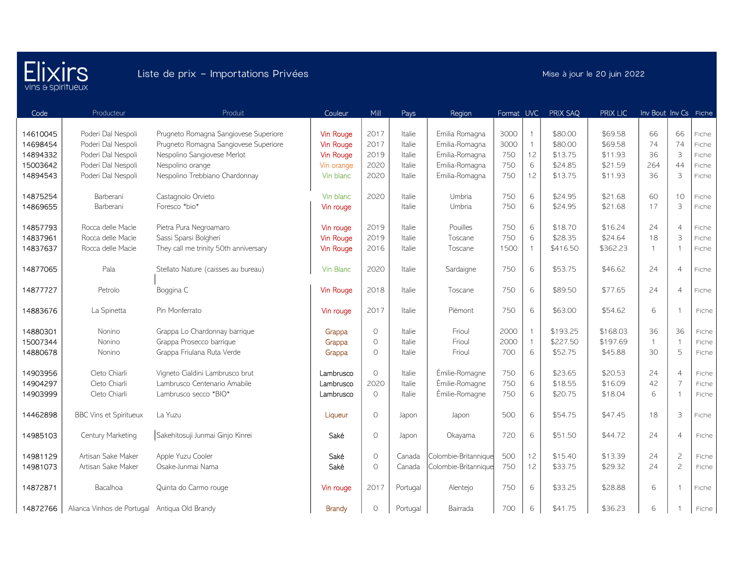# Elixirs
vins & spiritueux

Liste de prix – Importations Privées

Mise à jour le 20 juin 2022

| Code | Producteur | Produit | Couleur | Mill | Pays | Region | Format | UVC | PRIX SAQ | PRIX LIC | Inv Bout | Inv Cs | Fiche |
|---|---|---|---|---|---|---|---|---|---|---|---|---|---|
| 14610045 | Poderi Dal Nespoli | Prugneto Romagna Sangiovese Superiore | Vin Rouge | 2017 | Italie | Emilia Romagna | 3000 | 1 | $80.00 | $69.58 | 66 | 66 | Fiche |
| 14698454 | Poderi Dal Nespoli | Prugneto Romagna Sangiovese Superiore | Vin Rouge | 2017 | Italie | Emilia-Romagna | 3000 | 1 | $80.00 | $69.58 | 74 | 74 | Fiche |
| 14894332 | Poderi Dal Nespoli | Nespolino Sangiovese Merlot | Vin Rouge | 2019 | Italie | Emilia-Romagna | 750 | 12 | $13.75 | $11.93 | 36 | 3 | Fiche |
| 15003642 | Poderi Dal Nespoli | Nespolino orange | Vin orange | 2020 | Italie | Emilia-Romagna | 750 | 6 | $24.85 | $21.59 | 264 | 44 | Fiche |
| 14894543 | Poderi Dal Nespoli | Nespolino Trebbiano Chardonnay | Vin blanc | 2020 | Italie | Emilia-Romagna | 750 | 12 | $13.75 | $11.93 | 36 | 3 | Fiche |
| 14875254 | Barberani | Castagnolo Orvieto | Vin blanc | 2020 | Italie | Umbria | 750 | 6 | $24.95 | $21.68 | 60 | 10 | Fiche |
| 14869655 | Barberani | Foresco *bio* | Vin rouge | | Italie | Umbria | 750 | 6 | $24.95 | $21.68 | 17 | 3 | Fiche |
| 14857793 | Rocca delle Macie | Pietra Pura Negroamaro | Vin rouge | 2019 | Italie | Pouilles | 750 | 6 | $18.70 | $16.24 | 24 | 4 | Fiche |
| 14837961 | Rocca delle Macie | Sassi Sparsi Bolgheri | Vin Rouge | 2019 | Italie | Toscane | 750 | 6 | $28.35 | $24.64 | 18 | 3 | Fiche |
| 14837637 | Rocca delle Macie | They call me trinity 50th anniversary | Vin Rouge | 2016 | Italie | Toscane | 1500 | 1 | $416.50 | $362.23 | 1 | 1 | Fiche |
| 14877065 | Pala | Stellato Nature (caisses au bureau) | Vin Blanc | 2020 | Italie | Sardaigne | 750 | 6 | $53.75 | $46.62 | 24 | 4 | Fiche |
| 14877727 | Petrolo | Boggina C | Vin Rouge | 2018 | Italie | Toscane | 750 | 6 | $89.50 | $77.65 | 24 | 4 | Fiche |
| 14883676 | La Spinetta | Pin Monferrato | Vin rouge | 2017 | Italie | Piémont | 750 | 6 | $63.00 | $54.62 | 6 | 1 | Fiche |
| 14880301 | Nonino | Grappa Lo Chardonnay barrique | Grappa | 0 | Italie | Frioul | 2000 | 1 | $193.25 | $168.03 | 36 | 36 | Fiche |
| 15007344 | Nonino | Grappa Prosecco barrique | Grappa | 0 | Italie | Frioul | 2000 | 1 | $227.50 | $197.69 | 1 | 1 | Fiche |
| 14880678 | Nonino | Grappa Friulana Ruta Verde | Grappa | 0 | Italie | Frioul | 700 | 6 | $52.75 | $45.88 | 30 | 5 | Fiche |
| 14903956 | Cleto Chiarli | Vigneto Cialdini Lambrusco brut | Lambrusco | 0 | Italie | Émilie-Romagne | 750 | 6 | $23.65 | $20.53 | 24 | 4 | Fiche |
| 14904297 | Cleto Chiarli | Lambrusco Centenario Amabile | Lambrusco | 2020 | Italie | Émilie-Romagne | 750 | 6 | $18.55 | $16.09 | 42 | 7 | Fiche |
| 14903999 | Cleto Chiarli | Lambrusco secco *BIO* | Lambrusco | 0 | Italie | Émilie-Romagne | 750 | 6 | $20.75 | $18.04 | 6 | 1 | Fiche |
| 14462898 | BBC Vins et Spiritueux | La Yuzu | Liqueur | 0 | Japon | Japon | 500 | 6 | $54.75 | $47.45 | 18 | 3 | Fiche |
| 14985103 | Century Marketing | Sakehitosuji Junmai Ginjo Kinrei | Saké | 0 | Japon | Okayama | 720 | 6 | $51.50 | $44.72 | 24 | 4 | Fiche |
| 14981129 | Artisan Sake Maker | Apple Yuzu Cooler | Saké | 0 | Canada | Colombie-Britannique | 500 | 12 | $15.40 | $13.39 | 24 | 2 | Fiche |
| 14981073 | Artisan Sake Maker | Osake-Junmai Nama | Saké | 0 | Canada | Colombie-Britannique | 750 | 12 | $33.75 | $29.32 | 24 | 2 | Fiche |
| 14872871 | Bacalhoa | Quinta do Carmo rouge | Vin rouge | 2017 | Portugal | Alentejo | 750 | 6 | $33.25 | $28.88 | 6 | 1 | Fiche |
| 14872766 | Alianca Vinhos de Portugal | Antiqua Old Brandy | Brandy | 0 | Portugal | Bairrada | 700 | 6 | $41.75 | $36.23 | 6 | 1 | Fiche |